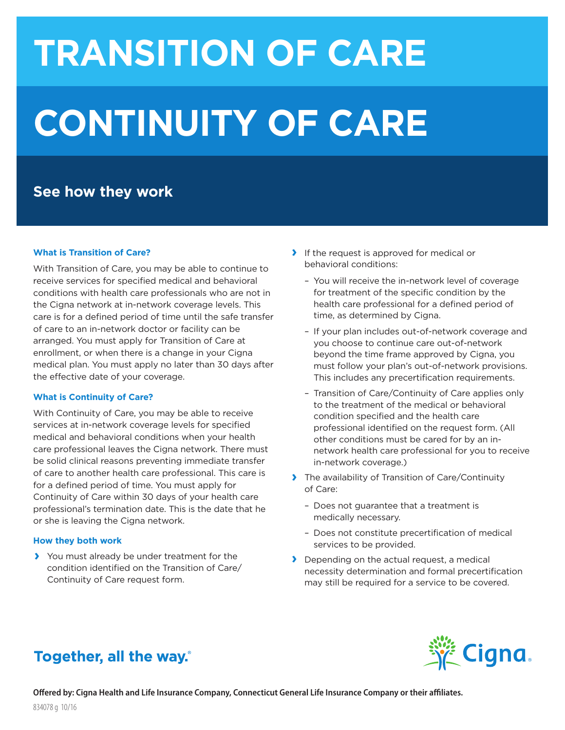# TRANSITION OF CARE

# CONTINUITY OF CARE

## See how they work

### What is Transition of Care?

With Transition of Care, you may be able to continue to receive services for specified medical and behavioral conditions with health care professionals who are not in the Cigna network at in-network coverage levels. This care is for a defined period of time until the safe transfer of care to an in-network doctor or facility can be arranged. You must apply for Transition of Care at enrollment, or when there is a change in your Cigna medical plan. You must apply no later than 30 days after the effective date of your coverage.

### What is Continuity of Care?

With Continuity of Care, you may be able to receive services at in-network coverage levels for specified medical and behavioral conditions when your health care professional leaves the Cigna network. There must be solid clinical reasons preventing immediate transfer of care to another health care professional. This care is for a defined period of time. You must apply for Continuity of Care within 30 days of your health care professional's termination date. This is the date that he or she is leaving the Cigna network.

### How they both work

- You must already be under treatment for the condition identified on the Transition of Care/ Continuity of Care request form.
- If the request is approved for medical or behavioral conditions:
  - You will receive the in-network level of coverage for treatment of the specific condition by the health care professional for a defined period of time, as determined by Cigna.
  - If your plan includes out-of-network coverage and you choose to continue care out-of-network beyond the time frame approved by Cigna, you must follow your plan's out-of-network provisions. This includes any precertification requirements.
  - Transition of Care/Continuity of Care applies only to the treatment of the medical or behavioral condition specified and the health care professional identified on the request form. (All other conditions must be cared for by an in-network health care professional for you to receive in-network coverage.)
- The availability of Transition of Care/Continuity of Care:
  - Does not guarantee that a treatment is medically necessary.
  - Does not constitute precertification of medical services to be provided.
- Depending on the actual request, a medical necessity determination and formal precertification may still be required for a service to be covered.

**Together, all the way.®**

Cigna.

**Offered by: Cigna Health and Life Insurance Company, Connecticut General Life Insurance Company or their affiliates.**

834078 g 10/16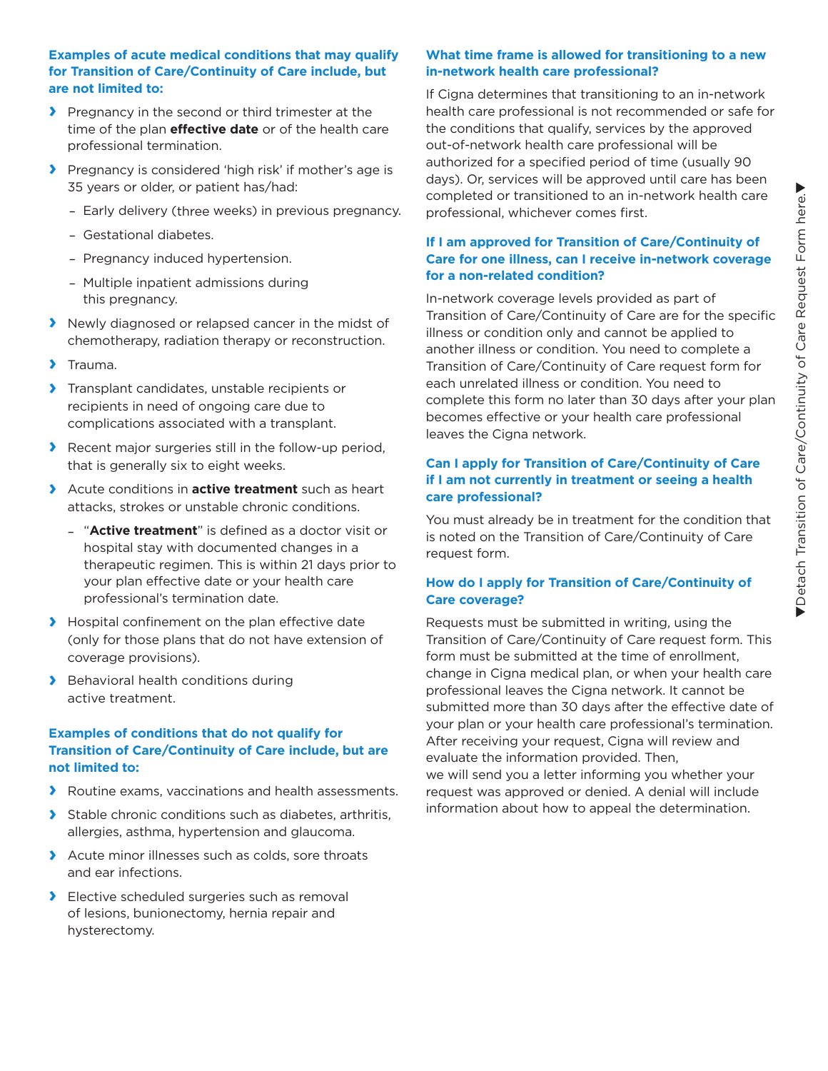### Examples of acute medical conditions that may qualify for Transition of Care/Continuity of Care include, but are not limited to:

- Pregnancy in the second or third trimester at the time of the plan **effective date** or of the health care professional termination.
- Pregnancy is considered 'high risk' if mother's age is 35 years or older, or patient has/had:
  - Early delivery (three weeks) in previous pregnancy.
  - Gestational diabetes.
  - Pregnancy induced hypertension.
  - Multiple inpatient admissions during this pregnancy.
- Newly diagnosed or relapsed cancer in the midst of chemotherapy, radiation therapy or reconstruction.
- Trauma.
- Transplant candidates, unstable recipients or recipients in need of ongoing care due to complications associated with a transplant.
- Recent major surgeries still in the follow-up period, that is generally six to eight weeks.
- Acute conditions in **active treatment** such as heart attacks, strokes or unstable chronic conditions.
  - "**Active treatment**" is defined as a doctor visit or hospital stay with documented changes in a therapeutic regimen. This is within 21 days prior to your plan effective date or your health care professional's termination date.
- Hospital confinement on the plan effective date (only for those plans that do not have extension of coverage provisions).
- Behavioral health conditions during active treatment.

### Examples of conditions that do not qualify for Transition of Care/Continuity of Care include, but are not limited to:

- Routine exams, vaccinations and health assessments.
- Stable chronic conditions such as diabetes, arthritis, allergies, asthma, hypertension and glaucoma.
- Acute minor illnesses such as colds, sore throats and ear infections.
- Elective scheduled surgeries such as removal of lesions, bunionectomy, hernia repair and hysterectomy.

### What time frame is allowed for transitioning to a new in-network health care professional?

If Cigna determines that transitioning to an in-network health care professional is not recommended or safe for the conditions that qualify, services by the approved out-of-network health care professional will be authorized for a specified period of time (usually 90 days). Or, services will be approved until care has been completed or transitioned to an in-network health care professional, whichever comes first.

### If I am approved for Transition of Care/Continuity of Care for one illness, can I receive in-network coverage for a non-related condition?

In-network coverage levels provided as part of Transition of Care/Continuity of Care are for the specific illness or condition only and cannot be applied to another illness or condition. You need to complete a Transition of Care/Continuity of Care request form for each unrelated illness or condition. You need to complete this form no later than 30 days after your plan becomes effective or your health care professional leaves the Cigna network.

### Can I apply for Transition of Care/Continuity of Care if I am not currently in treatment or seeing a health care professional?

You must already be in treatment for the condition that is noted on the Transition of Care/Continuity of Care request form.

### How do I apply for Transition of Care/Continuity of Care coverage?

Requests must be submitted in writing, using the Transition of Care/Continuity of Care request form. This form must be submitted at the time of enrollment, change in Cigna medical plan, or when your health care professional leaves the Cigna network. It cannot be submitted more than 30 days after the effective date of your plan or your health care professional's termination. After receiving your request, Cigna will review and evaluate the information provided. Then, we will send you a letter informing you whether your request was approved or denied. A denial will include information about how to appeal the determination.

▼Detach Transition of Care/Continuity of Care Request Form here.▼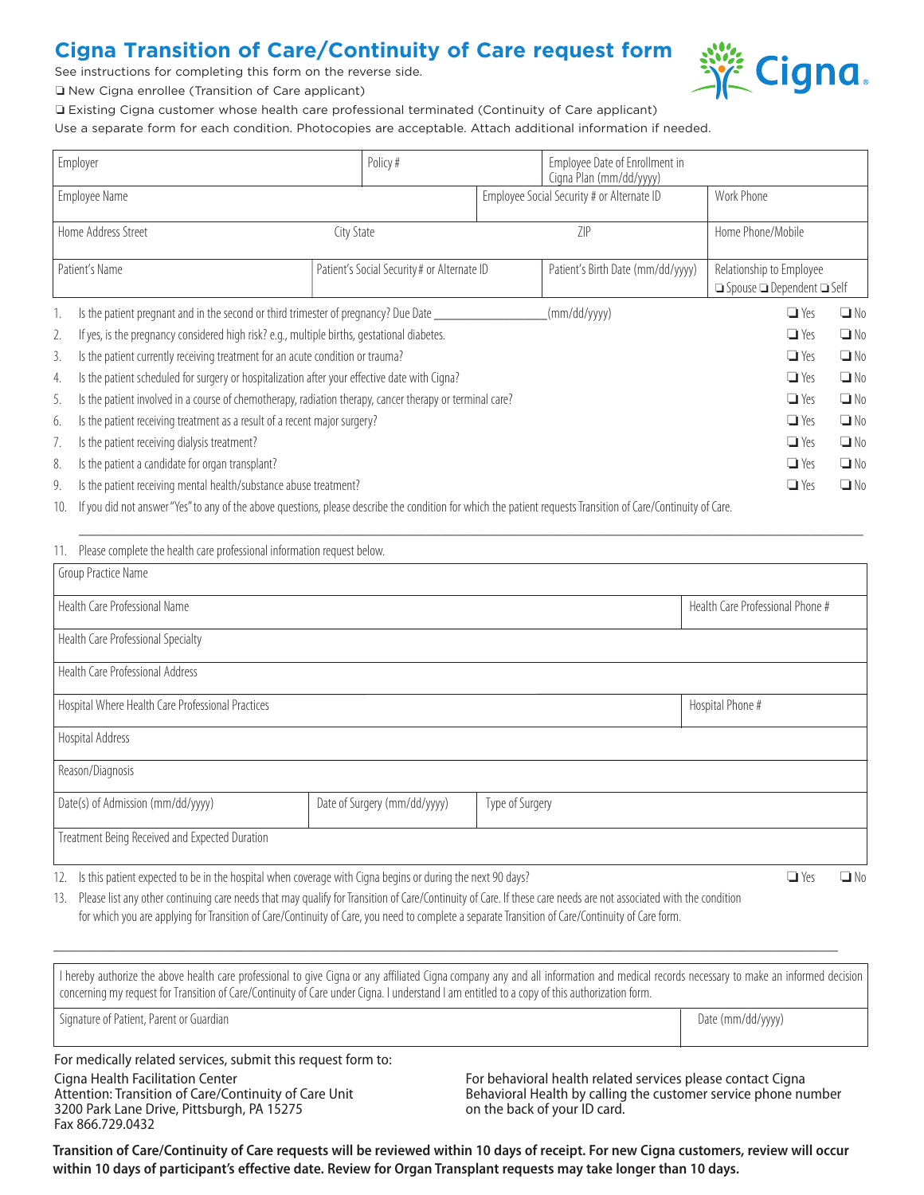# Cigna Transition of Care/Continuity of Care request form

See instructions for completing this form on the reverse side.

❑ New Cigna enrollee (Transition of Care applicant)

❑ Existing Cigna customer whose health care professional terminated (Continuity of Care applicant)

Use a separate form for each condition. Photocopies are acceptable. Attach additional information if needed.

| Employer | | Policy # | Employee Date of Enrollment in Cigna Plan (mm/dd/yyyy) | |
|---|---|---|---|---|
| Employee Name | | Employee Social Security # or Alternate ID | | Work Phone |
| Home Address Street | City State | ZIP | | Home Phone/Mobile |
| Patient's Name | Patient's Social Security # or Alternate ID | | Patient's Birth Date (mm/dd/yyyy) | Relationship to Employee ❑ Spouse ❑ Dependent ❑ Self |

1. Is the patient pregnant and in the second or third trimester of pregnancy? Due Date \_\_\_\_\_\_\_\_\_\_\_\_\_\_\_\_\_(mm/dd/yyyy) ❑ Yes ❑ No
2. If yes, is the pregnancy considered high risk? e.g., multiple births, gestational diabetes. ❑ Yes ❑ No
3. Is the patient currently receiving treatment for an acute condition or trauma? ❑ Yes ❑ No
4. Is the patient scheduled for surgery or hospitalization after your effective date with Cigna? ❑ Yes ❑ No
5. Is the patient involved in a course of chemotherapy, radiation therapy, cancer therapy or terminal care? ❑ Yes ❑ No
6. Is the patient receiving treatment as a result of a recent major surgery? ❑ Yes ❑ No
7. Is the patient receiving dialysis treatment? ❑ Yes ❑ No
8. Is the patient a candidate for organ transplant? ❑ Yes ❑ No
9. Is the patient receiving mental health/substance abuse treatment? ❑ Yes ❑ No
10. If you did not answer "Yes" to any of the above questions, please describe the condition for which the patient requests Transition of Care/Continuity of Care.

\_\_\_\_\_\_\_\_\_\_\_\_\_\_\_\_\_\_\_\_\_\_\_\_\_\_\_\_\_\_\_\_\_\_\_\_\_\_\_\_\_\_\_\_\_\_\_\_\_\_\_\_\_\_\_\_\_\_\_\_\_\_\_\_\_\_\_\_\_\_\_\_

11. Please complete the health care professional information request below.

| Group Practice Name | | |
|---|---|---|
| Health Care Professional Name | | Health Care Professional Phone # |
| Health Care Professional Specialty | | |
| Health Care Professional Address | | |
| Hospital Where Health Care Professional Practices | | Hospital Phone # |
| Hospital Address | | |
| Reason/Diagnosis | | |
| Date(s) of Admission (mm/dd/yyyy) | Date of Surgery (mm/dd/yyyy) | Type of Surgery |
| Treatment Being Received and Expected Duration | | |

12. Is this patient expected to be in the hospital when coverage with Cigna begins or during the next 90 days? ❑ Yes ❑ No
13. Please list any other continuing care needs that may qualify for Transition of Care/Continuity of Care. If these care needs are not associated with the condition for which you are applying for Transition of Care/Continuity of Care, you need to complete a separate Transition of Care/Continuity of Care form.

\_\_\_\_\_\_\_\_\_\_\_\_\_\_\_\_\_\_\_\_\_\_\_\_\_\_\_\_\_\_\_\_\_\_\_\_\_\_\_\_\_\_\_\_\_\_\_\_\_\_\_\_\_\_\_\_\_\_\_\_\_\_\_\_\_\_\_\_\_\_\_\_

| I hereby authorize the above health care professional to give Cigna or any affiliated Cigna company any and all information and medical records necessary to make an informed decision concerning my request for Transition of Care/Continuity of Care under Cigna. I understand I am entitled to a copy of this authorization form. | |
|---|---|
| Signature of Patient, Parent or Guardian | Date (mm/dd/yyyy) |

For medically related services, submit this request form to:

Cigna Health Facilitation Center
Attention: Transition of Care/Continuity of Care Unit
3200 Park Lane Drive, Pittsburgh, PA 15275
Fax 866.729.0432

For behavioral health related services please contact Cigna Behavioral Health by calling the customer service phone number on the back of your ID card.

**Transition of Care/Continuity of Care requests will be reviewed within 10 days of receipt. For new Cigna customers, review will occur within 10 days of participant's effective date. Review for Organ Transplant requests may take longer than 10 days.**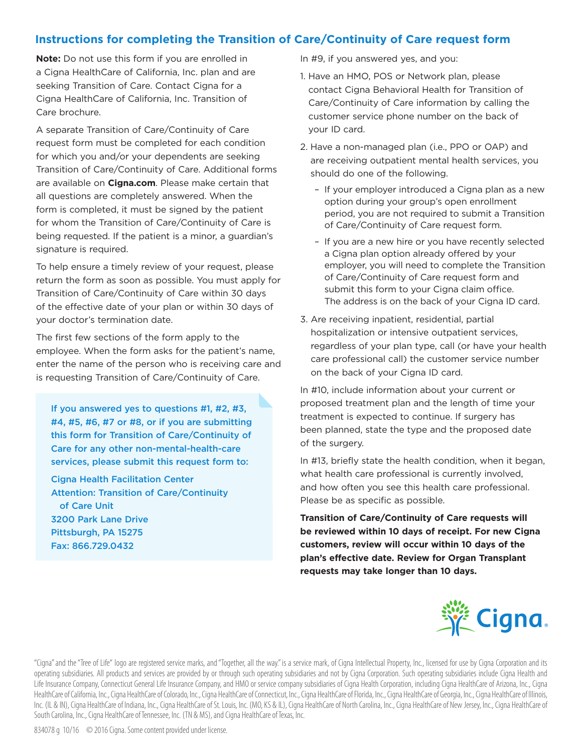## Instructions for completing the Transition of Care/Continuity of Care request form

**Note:** Do not use this form if you are enrolled in a Cigna HealthCare of California, Inc. plan and are seeking Transition of Care. Contact Cigna for a Cigna HealthCare of California, Inc. Transition of Care brochure.

A separate Transition of Care/Continuity of Care request form must be completed for each condition for which you and/or your dependents are seeking Transition of Care/Continuity of Care. Additional forms are available on **Cigna.com**. Please make certain that all questions are completely answered. When the form is completed, it must be signed by the patient for whom the Transition of Care/Continuity of Care is being requested. If the patient is a minor, a guardian's signature is required.

To help ensure a timely review of your request, please return the form as soon as possible. You must apply for Transition of Care/Continuity of Care within 30 days of the effective date of your plan or within 30 days of your doctor's termination date.

The first few sections of the form apply to the employee. When the form asks for the patient's name, enter the name of the person who is receiving care and is requesting Transition of Care/Continuity of Care.

**If you answered yes to questions #1, #2, #3, #4, #5, #6, #7 or #8, or if you are submitting this form for Transition of Care/Continuity of Care for any other non-mental-health-care services, please submit this request form to:**

**Cigna Health Facilitation Center**
**Attention: Transition of Care/Continuity of Care Unit**
**3200 Park Lane Drive**
**Pittsburgh, PA 15275**
**Fax: 866.729.0432**

In #9, if you answered yes, and you:

1. Have an HMO, POS or Network plan, please contact Cigna Behavioral Health for Transition of Care/Continuity of Care information by calling the customer service phone number on the back of your ID card.
2. Have a non-managed plan (i.e., PPO or OAP) and are receiving outpatient mental health services, you should do one of the following.
   - If your employer introduced a Cigna plan as a new option during your group's open enrollment period, you are not required to submit a Transition of Care/Continuity of Care request form.
   - If you are a new hire or you have recently selected a Cigna plan option already offered by your employer, you will need to complete the Transition of Care/Continuity of Care request form and submit this form to your Cigna claim office. The address is on the back of your Cigna ID card.
3. Are receiving inpatient, residential, partial hospitalization or intensive outpatient services, regardless of your plan type, call (or have your health care professional call) the customer service number on the back of your Cigna ID card.

In #10, include information about your current or proposed treatment plan and the length of time your treatment is expected to continue. If surgery has been planned, state the type and the proposed date of the surgery.

In #13, briefly state the health condition, when it began, what health care professional is currently involved, and how often you see this health care professional. Please be as specific as possible.

**Transition of Care/Continuity of Care requests will be reviewed within 10 days of receipt. For new Cigna customers, review will occur within 10 days of the plan's effective date. Review for Organ Transplant requests may take longer than 10 days.**

Cigna.

"Cigna" and the "Tree of Life" logo are registered service marks, and "Together, all the way." is a service mark, of Cigna Intellectual Property, Inc., licensed for use by Cigna Corporation and its operating subsidiaries. All products and services are provided by or through such operating subsidiaries and not by Cigna Corporation. Such operating subsidiaries include Cigna Health and Life Insurance Company, Connecticut General Life Insurance Company, and HMO or service company subsidiaries of Cigna Health Corporation, including Cigna HealthCare of Arizona, Inc., Cigna HealthCare of California, Inc., Cigna HealthCare of Colorado, Inc., Cigna HealthCare of Connecticut, Inc., Cigna HealthCare of Florida, Inc., Cigna HealthCare of Georgia, Inc., Cigna HealthCare of Illinois, Inc. (IL & IN), Cigna HealthCare of Indiana, Inc., Cigna HealthCare of St. Louis, Inc. (MO, KS & IL), Cigna HealthCare of North Carolina, Inc., Cigna HealthCare of New Jersey, Inc., Cigna HealthCare of South Carolina, Inc., Cigna HealthCare of Tennessee, Inc. (TN & MS), and Cigna HealthCare of Texas, Inc.

834078 g 10/16 © 2016 Cigna. Some content provided under license.